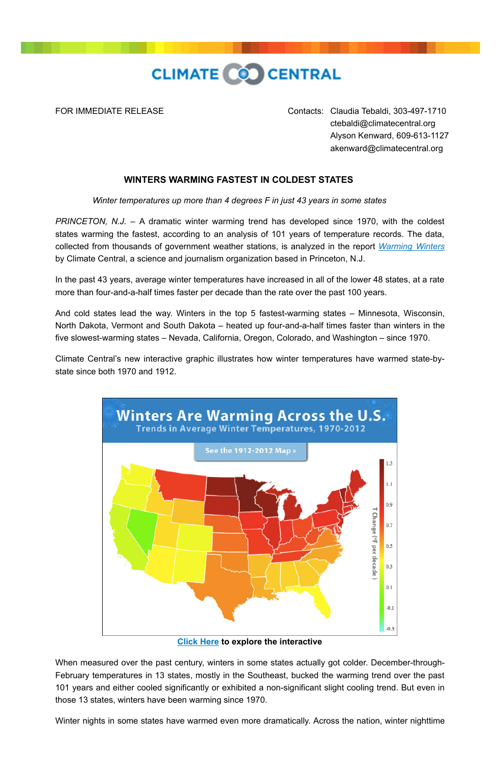CLIMATE CENTRAL

FOR IMMEDIATE RELEASE

Contacts: Claudia Tebaldi, 303-497-1710
ctebaldi@climatecentral.org
Alyson Kenward, 609-613-1127
akenward@climatecentral.org

## WINTERS WARMING FASTEST IN COLDEST STATES

*Winter temperatures up more than 4 degrees F in just 43 years in some states*

*PRINCETON, N.J.* – A dramatic winter warming trend has developed since 1970, with the coldest states warming the fastest, according to an analysis of 101 years of temperature records. The data, collected from thousands of government weather stations, is analyzed in the report *Warming Winters* by Climate Central, a science and journalism organization based in Princeton, N.J.

In the past 43 years, average winter temperatures have increased in all of the lower 48 states, at a rate more than four-and-a-half times faster per decade than the rate over the past 100 years.

And cold states lead the way. Winters in the top 5 fastest-warming states – Minnesota, Wisconsin, North Dakota, Vermont and South Dakota – heated up four-and-a-half times faster than winters in the five slowest-warming states – Nevada, California, Oregon, Colorado, and Washington – since 1970.

Climate Central's new interactive graphic illustrates how winter temperatures have warmed state-by-state since both 1970 and 1912.

**Click Here to explore the interactive**

When measured over the past century, winters in some states actually got colder. December-through-February temperatures in 13 states, mostly in the Southeast, bucked the warming trend over the past 101 years and either cooled significantly or exhibited a non-significant slight cooling trend. But even in those 13 states, winters have been warming since 1970.

Winter nights in some states have warmed even more dramatically. Across the nation, winter nighttime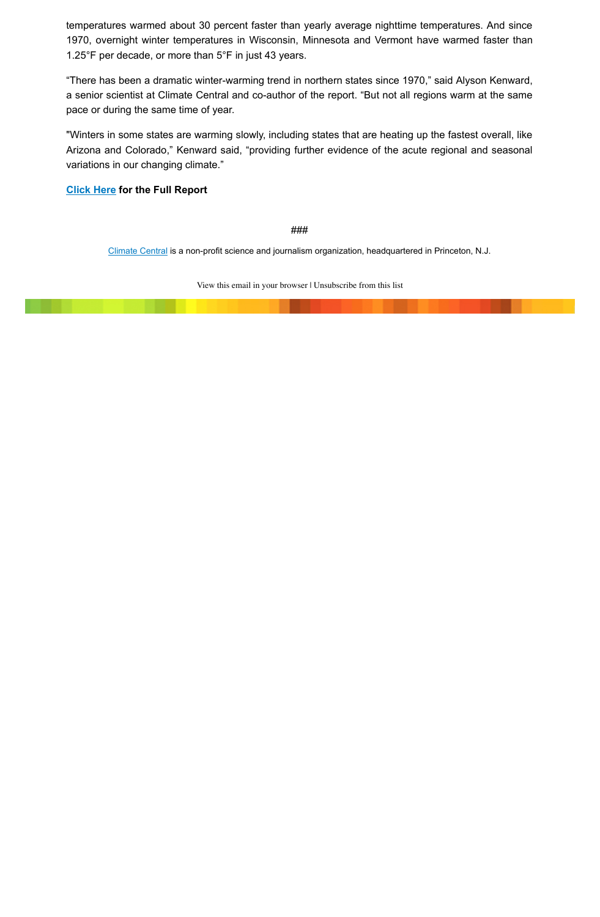temperatures warmed about 30 percent faster than yearly average nighttime temperatures. And since 1970, overnight winter temperatures in Wisconsin, Minnesota and Vermont have warmed faster than 1.25°F per decade, or more than 5°F in just 43 years.

“There has been a dramatic winter-warming trend in northern states since 1970,” said Alyson Kenward, a senior scientist at Climate Central and co-author of the report. “But not all regions warm at the same pace or during the same time of year.

"Winters in some states are warming slowly, including states that are heating up the fastest overall, like Arizona and Colorado,” Kenward said, “providing further evidence of the acute regional and seasonal variations in our changing climate.”

**Click Here for the Full Report**

###

Climate Central is a non-profit science and journalism organization, headquartered in Princeton, N.J.

View this email in your browser | Unsubscribe from this list